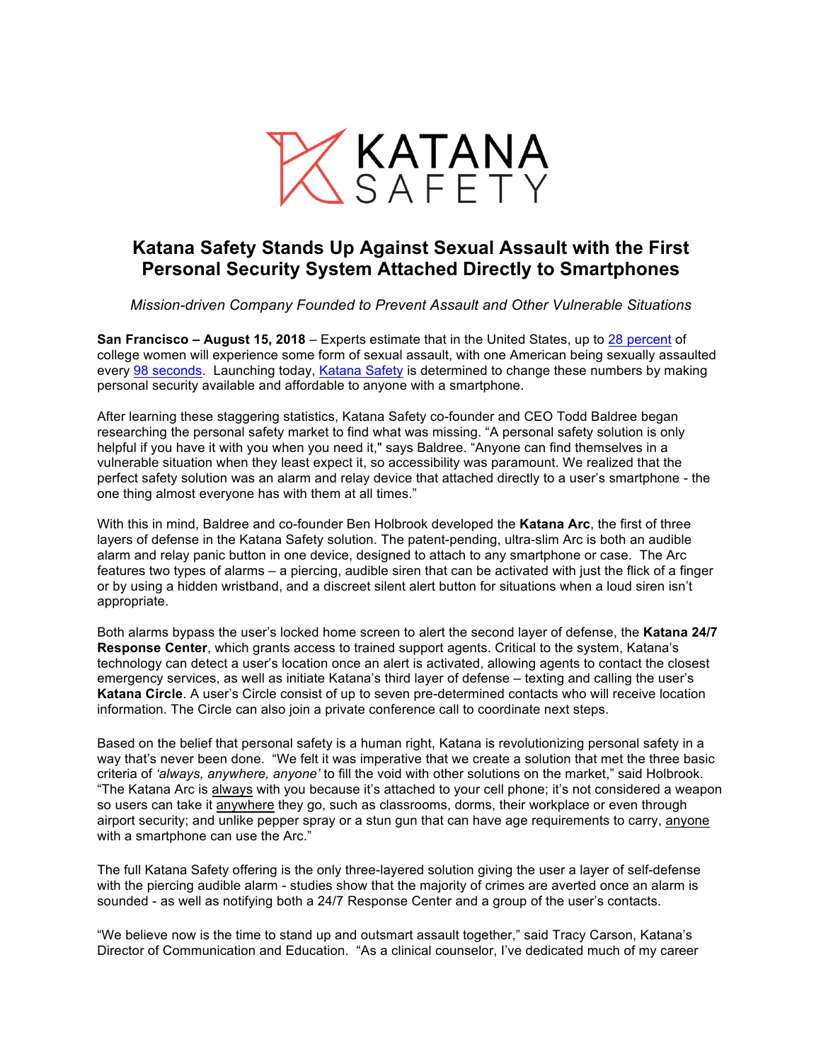KATANA SAFETY

# Katana Safety Stands Up Against Sexual Assault with the First Personal Security System Attached Directly to Smartphones

*Mission-driven Company Founded to Prevent Assault and Other Vulnerable Situations*

**San Francisco – August 15, 2018** – Experts estimate that in the United States, up to 28 percent of college women will experience some form of sexual assault, with one American being sexually assaulted every 98 seconds. Launching today, Katana Safety is determined to change these numbers by making personal security available and affordable to anyone with a smartphone.

After learning these staggering statistics, Katana Safety co-founder and CEO Todd Baldree began researching the personal safety market to find what was missing. "A personal safety solution is only helpful if you have it with you when you need it," says Baldree. "Anyone can find themselves in a vulnerable situation when they least expect it, so accessibility was paramount. We realized that the perfect safety solution was an alarm and relay device that attached directly to a user's smartphone - the one thing almost everyone has with them at all times."

With this in mind, Baldree and co-founder Ben Holbrook developed the **Katana Arc**, the first of three layers of defense in the Katana Safety solution. The patent-pending, ultra-slim Arc is both an audible alarm and relay panic button in one device, designed to attach to any smartphone or case. The Arc features two types of alarms – a piercing, audible siren that can be activated with just the flick of a finger or by using a hidden wristband, and a discreet silent alert button for situations when a loud siren isn't appropriate.

Both alarms bypass the user's locked home screen to alert the second layer of defense, the **Katana 24/7 Response Center**, which grants access to trained support agents. Critical to the system, Katana's technology can detect a user's location once an alert is activated, allowing agents to contact the closest emergency services, as well as initiate Katana's third layer of defense – texting and calling the user's **Katana Circle**. A user's Circle consist of up to seven pre-determined contacts who will receive location information. The Circle can also join a private conference call to coordinate next steps.

Based on the belief that personal safety is a human right, Katana is revolutionizing personal safety in a way that's never been done. "We felt it was imperative that we create a solution that met the three basic criteria of *'always, anywhere, anyone'* to fill the void with other solutions on the market," said Holbrook. "The Katana Arc is always with you because it's attached to your cell phone; it's not considered a weapon so users can take it anywhere they go, such as classrooms, dorms, their workplace or even through airport security; and unlike pepper spray or a stun gun that can have age requirements to carry, anyone with a smartphone can use the Arc."

The full Katana Safety offering is the only three-layered solution giving the user a layer of self-defense with the piercing audible alarm - studies show that the majority of crimes are averted once an alarm is sounded - as well as notifying both a 24/7 Response Center and a group of the user's contacts.

"We believe now is the time to stand up and outsmart assault together," said Tracy Carson, Katana's Director of Communication and Education. "As a clinical counselor, I've dedicated much of my career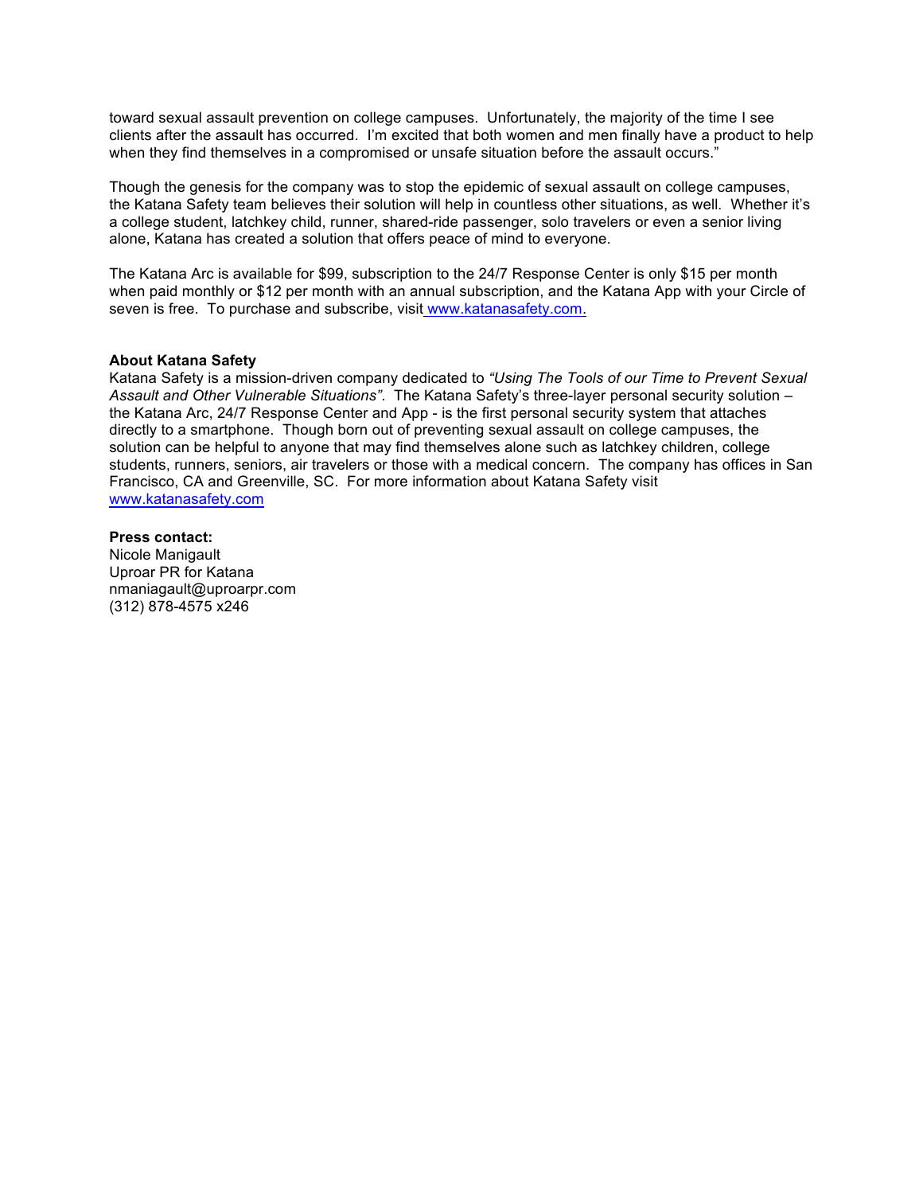toward sexual assault prevention on college campuses. Unfortunately, the majority of the time I see clients after the assault has occurred. I'm excited that both women and men finally have a product to help when they find themselves in a compromised or unsafe situation before the assault occurs."

Though the genesis for the company was to stop the epidemic of sexual assault on college campuses, the Katana Safety team believes their solution will help in countless other situations, as well. Whether it's a college student, latchkey child, runner, shared-ride passenger, solo travelers or even a senior living alone, Katana has created a solution that offers peace of mind to everyone.

The Katana Arc is available for $99, subscription to the 24/7 Response Center is only $15 per month when paid monthly or $12 per month with an annual subscription, and the Katana App with your Circle of seven is free. To purchase and subscribe, visit www.katanasafety.com.

**About Katana Safety**
Katana Safety is a mission-driven company dedicated to *"Using The Tools of our Time to Prevent Sexual Assault and Other Vulnerable Situations"*. The Katana Safety's three-layer personal security solution – the Katana Arc, 24/7 Response Center and App - is the first personal security system that attaches directly to a smartphone. Though born out of preventing sexual assault on college campuses, the solution can be helpful to anyone that may find themselves alone such as latchkey children, college students, runners, seniors, air travelers or those with a medical concern. The company has offices in San Francisco, CA and Greenville, SC. For more information about Katana Safety visit www.katanasafety.com

**Press contact:**
Nicole Manigault
Uproar PR for Katana
nmaniagault@uproarpr.com
(312) 878-4575 x246